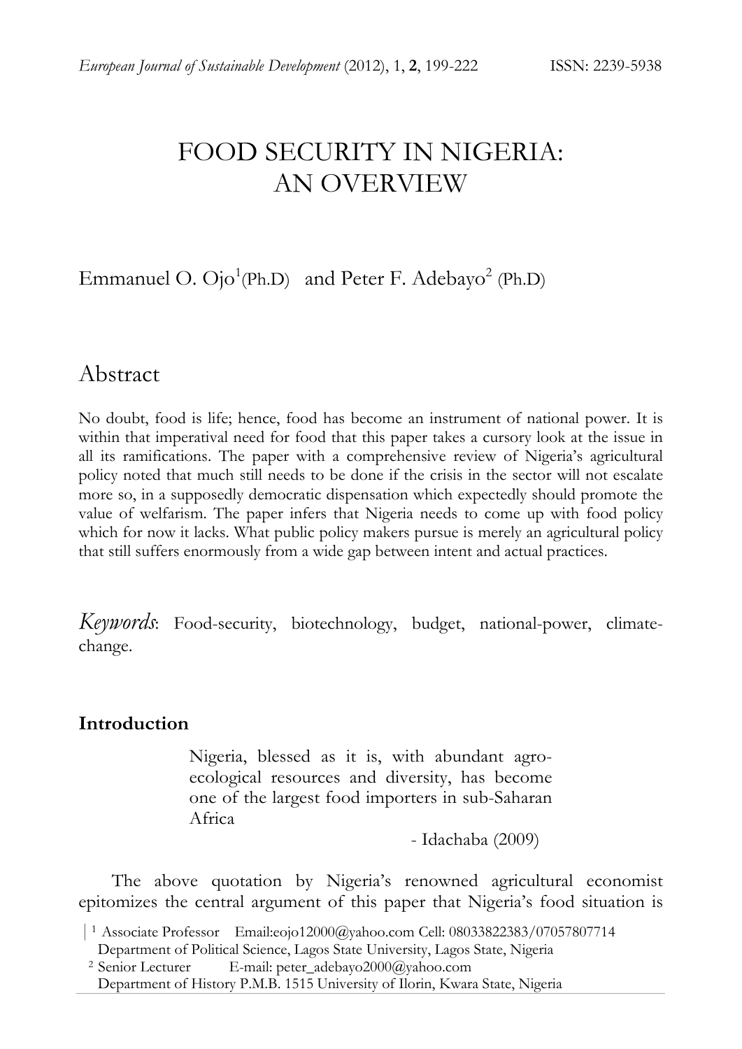# FOOD SECURITY IN NIGERIA: AN OVERVIEW

Emmanuel O. Ojo[1] (Ph.D) and Peter F. Adebayo[2] (Ph.D)

## Abstract

No doubt, food is life; hence, food has become an instrument of national power. It is within that imperatival need for food that this paper takes a cursory look at the issue in all its ramifications. The paper with a comprehensive review of Nigeria's agricultural policy noted that much still needs to be done if the crisis in the sector will not escalate more so, in a supposedly democratic dispensation which expectedly should promote the value of welfarism. The paper infers that Nigeria needs to come up with food policy which for now it lacks. What public policy makers pursue is merely an agricultural policy that still suffers enormously from a wide gap between intent and actual practices.

*Keywords*: Food-security, biotechnology, budget, national-power, climate-change.

### Introduction

> Nigeria, blessed as it is, with abundant agro-ecological resources and diversity, has become one of the largest food importers in sub-Saharan Africa
>
> \- Idachaba (2009)

The above quotation by Nigeria's renowned agricultural economist epitomizes the central argument of this paper that Nigeria's food situation is

---

[1] Associate Professor Email:eojo12000@yahoo.com Cell: 08033822383/07057807714
Department of Political Science, Lagos State University, Lagos State, Nigeria

[2] Senior Lecturer E-mail: peter_adebayo2000@yahoo.com
Department of History P.M.B. 1515 University of Ilorin, Kwara State, Nigeria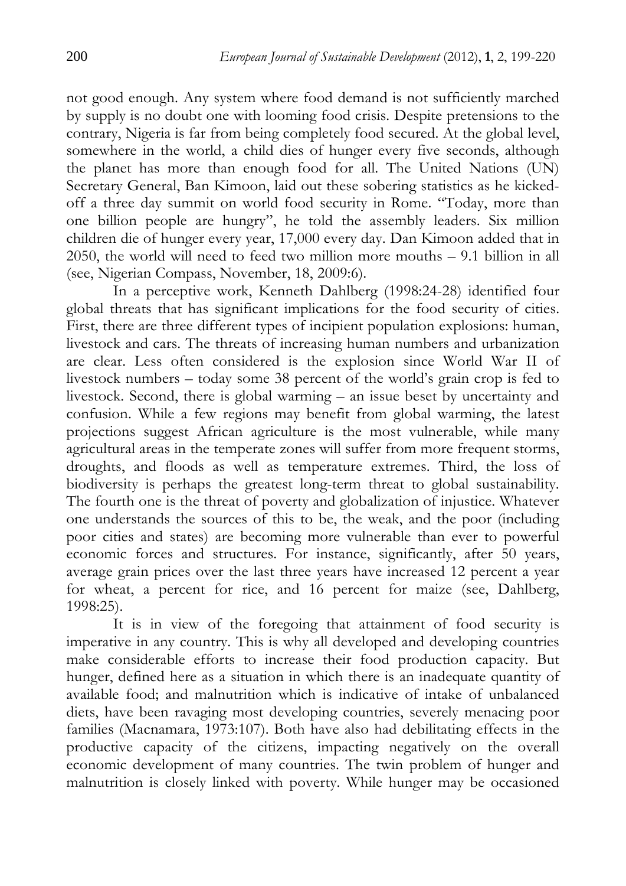not good enough. Any system where food demand is not sufficiently marched by supply is no doubt one with looming food crisis. Despite pretensions to the contrary, Nigeria is far from being completely food secured. At the global level, somewhere in the world, a child dies of hunger every five seconds, although the planet has more than enough food for all. The United Nations (UN) Secretary General, Ban Kimoon, laid out these sobering statistics as he kicked-off a three day summit on world food security in Rome. "Today, more than one billion people are hungry", he told the assembly leaders. Six million children die of hunger every year, 17,000 every day. Dan Kimoon added that in 2050, the world will need to feed two million more mouths – 9.1 billion in all (see, Nigerian Compass, November, 18, 2009:6).

In a perceptive work, Kenneth Dahlberg (1998:24-28) identified four global threats that has significant implications for the food security of cities. First, there are three different types of incipient population explosions: human, livestock and cars. The threats of increasing human numbers and urbanization are clear. Less often considered is the explosion since World War II of livestock numbers – today some 38 percent of the world's grain crop is fed to livestock. Second, there is global warming – an issue beset by uncertainty and confusion. While a few regions may benefit from global warming, the latest projections suggest African agriculture is the most vulnerable, while many agricultural areas in the temperate zones will suffer from more frequent storms, droughts, and floods as well as temperature extremes. Third, the loss of biodiversity is perhaps the greatest long-term threat to global sustainability. The fourth one is the threat of poverty and globalization of injustice. Whatever one understands the sources of this to be, the weak, and the poor (including poor cities and states) are becoming more vulnerable than ever to powerful economic forces and structures. For instance, significantly, after 50 years, average grain prices over the last three years have increased 12 percent a year for wheat, a percent for rice, and 16 percent for maize (see, Dahlberg, 1998:25).

It is in view of the foregoing that attainment of food security is imperative in any country. This is why all developed and developing countries make considerable efforts to increase their food production capacity. But hunger, defined here as a situation in which there is an inadequate quantity of available food; and malnutrition which is indicative of intake of unbalanced diets, have been ravaging most developing countries, severely menacing poor families (Macnamara, 1973:107). Both have also had debilitating effects in the productive capacity of the citizens, impacting negatively on the overall economic development of many countries. The twin problem of hunger and malnutrition is closely linked with poverty. While hunger may be occasioned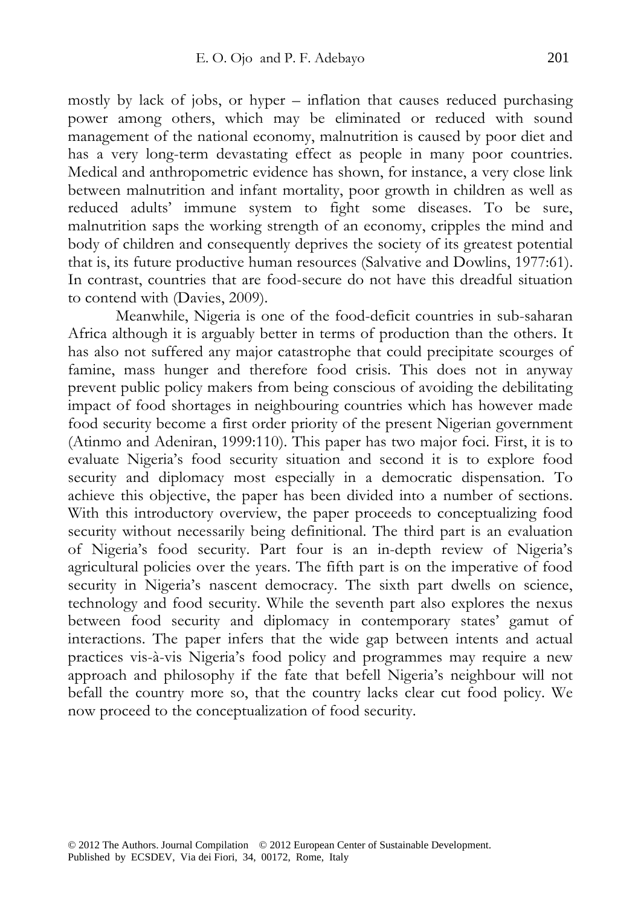mostly by lack of jobs, or hyper – inflation that causes reduced purchasing power among others, which may be eliminated or reduced with sound management of the national economy, malnutrition is caused by poor diet and has a very long-term devastating effect as people in many poor countries. Medical and anthropometric evidence has shown, for instance, a very close link between malnutrition and infant mortality, poor growth in children as well as reduced adults' immune system to fight some diseases. To be sure, malnutrition saps the working strength of an economy, cripples the mind and body of children and consequently deprives the society of its greatest potential that is, its future productive human resources (Salvative and Dowlins, 1977:61). In contrast, countries that are food-secure do not have this dreadful situation to contend with (Davies, 2009).

Meanwhile, Nigeria is one of the food-deficit countries in sub-saharan Africa although it is arguably better in terms of production than the others. It has also not suffered any major catastrophe that could precipitate scourges of famine, mass hunger and therefore food crisis. This does not in anyway prevent public policy makers from being conscious of avoiding the debilitating impact of food shortages in neighbouring countries which has however made food security become a first order priority of the present Nigerian government (Atinmo and Adeniran, 1999:110). This paper has two major foci. First, it is to evaluate Nigeria's food security situation and second it is to explore food security and diplomacy most especially in a democratic dispensation. To achieve this objective, the paper has been divided into a number of sections. With this introductory overview, the paper proceeds to conceptualizing food security without necessarily being definitional. The third part is an evaluation of Nigeria's food security. Part four is an in-depth review of Nigeria's agricultural policies over the years. The fifth part is on the imperative of food security in Nigeria's nascent democracy. The sixth part dwells on science, technology and food security. While the seventh part also explores the nexus between food security and diplomacy in contemporary states' gamut of interactions. The paper infers that the wide gap between intents and actual practices vis-à-vis Nigeria's food policy and programmes may require a new approach and philosophy if the fate that befell Nigeria's neighbour will not befall the country more so, that the country lacks clear cut food policy. We now proceed to the conceptualization of food security.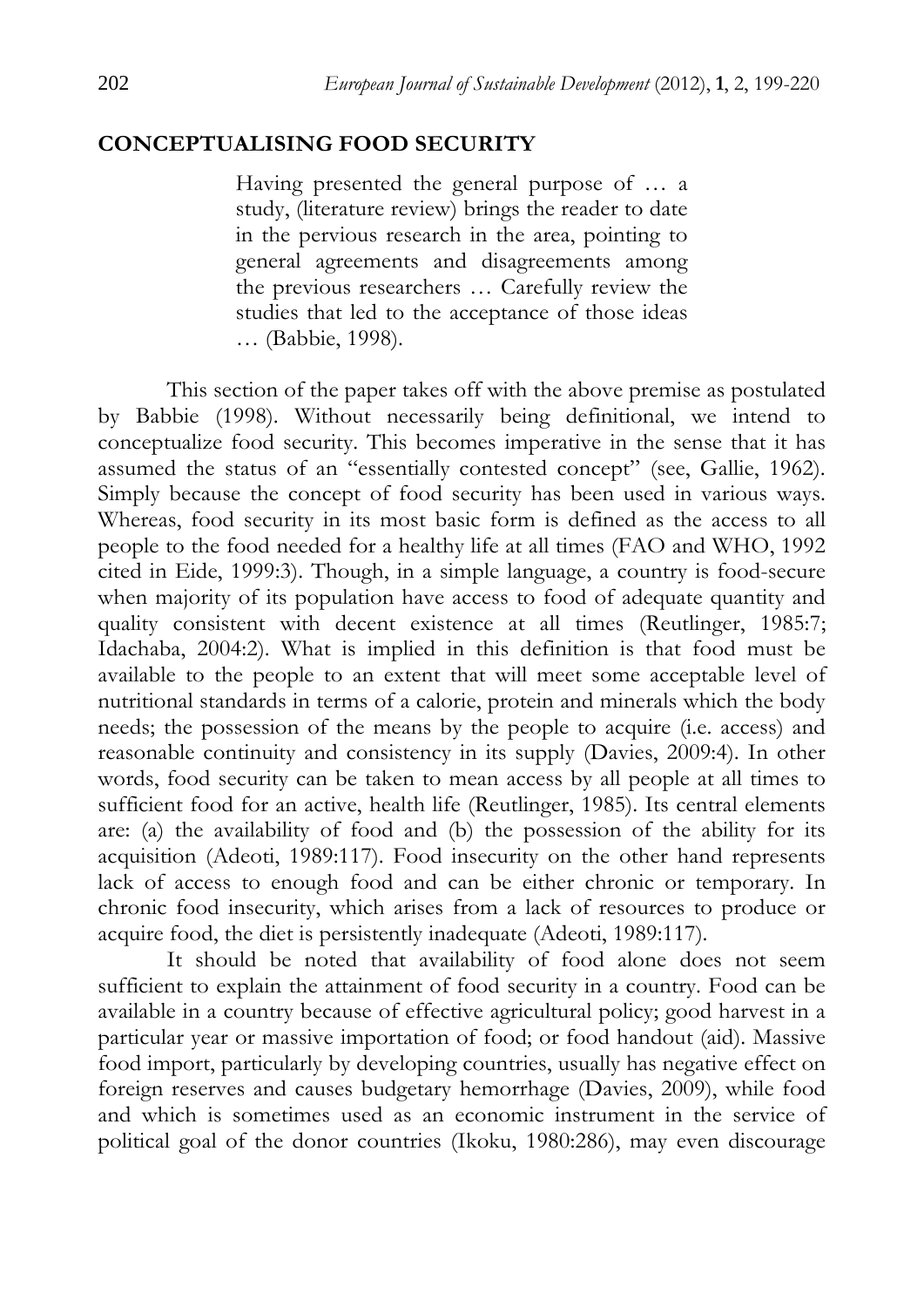## CONCEPTUALISING FOOD SECURITY

> Having presented the general purpose of … a study, (literature review) brings the reader to date in the pervious research in the area, pointing to general agreements and disagreements among the previous researchers … Carefully review the studies that led to the acceptance of those ideas … (Babbie, 1998).

This section of the paper takes off with the above premise as postulated by Babbie (1998). Without necessarily being definitional, we intend to conceptualize food security. This becomes imperative in the sense that it has assumed the status of an "essentially contested concept" (see, Gallie, 1962). Simply because the concept of food security has been used in various ways. Whereas, food security in its most basic form is defined as the access to all people to the food needed for a healthy life at all times (FAO and WHO, 1992 cited in Eide, 1999:3). Though, in a simple language, a country is food-secure when majority of its population have access to food of adequate quantity and quality consistent with decent existence at all times (Reutlinger, 1985:7; Idachaba, 2004:2). What is implied in this definition is that food must be available to the people to an extent that will meet some acceptable level of nutritional standards in terms of a calorie, protein and minerals which the body needs; the possession of the means by the people to acquire (i.e. access) and reasonable continuity and consistency in its supply (Davies, 2009:4). In other words, food security can be taken to mean access by all people at all times to sufficient food for an active, health life (Reutlinger, 1985). Its central elements are: (a) the availability of food and (b) the possession of the ability for its acquisition (Adeoti, 1989:117). Food insecurity on the other hand represents lack of access to enough food and can be either chronic or temporary. In chronic food insecurity, which arises from a lack of resources to produce or acquire food, the diet is persistently inadequate (Adeoti, 1989:117).

It should be noted that availability of food alone does not seem sufficient to explain the attainment of food security in a country. Food can be available in a country because of effective agricultural policy; good harvest in a particular year or massive importation of food; or food handout (aid). Massive food import, particularly by developing countries, usually has negative effect on foreign reserves and causes budgetary hemorrhage (Davies, 2009), while food and which is sometimes used as an economic instrument in the service of political goal of the donor countries (Ikoku, 1980:286), may even discourage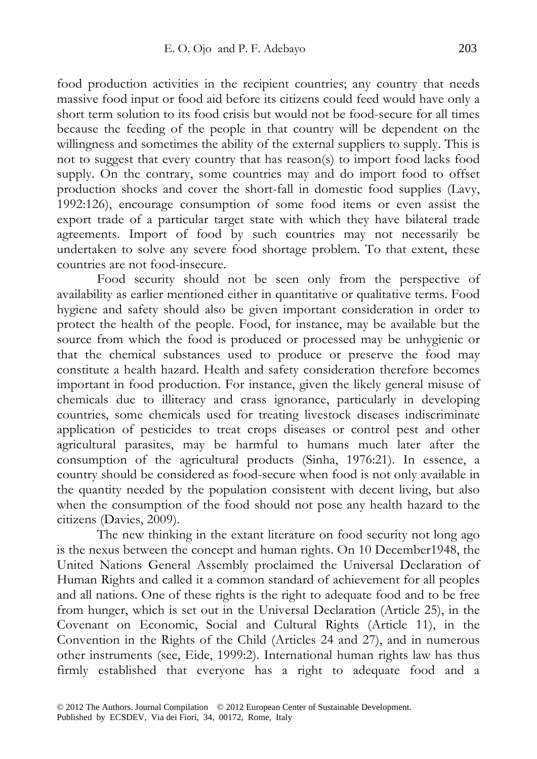food production activities in the recipient countries; any country that needs massive food input or food aid before its citizens could feed would have only a short term solution to its food crisis but would not be food-secure for all times because the feeding of the people in that country will be dependent on the willingness and sometimes the ability of the external suppliers to supply. This is not to suggest that every country that has reason(s) to import food lacks food supply. On the contrary, some countries may and do import food to offset production shocks and cover the short-fall in domestic food supplies (Lavy, 1992:126), encourage consumption of some food items or even assist the export trade of a particular target state with which they have bilateral trade agreements. Import of food by such countries may not necessarily be undertaken to solve any severe food shortage problem. To that extent, these countries are not food-insecure.

Food security should not be seen only from the perspective of availability as earlier mentioned either in quantitative or qualitative terms. Food hygiene and safety should also be given important consideration in order to protect the health of the people. Food, for instance, may be available but the source from which the food is produced or processed may be unhygienic or that the chemical substances used to produce or preserve the food may constitute a health hazard. Health and safety consideration therefore becomes important in food production. For instance, given the likely general misuse of chemicals due to illiteracy and crass ignorance, particularly in developing countries, some chemicals used for treating livestock diseases indiscriminate application of pesticides to treat crops diseases or control pest and other agricultural parasites, may be harmful to humans much later after the consumption of the agricultural products (Sinha, 1976:21). In essence, a country should be considered as food-secure when food is not only available in the quantity needed by the population consistent with decent living, but also when the consumption of the food should not pose any health hazard to the citizens (Davies, 2009).

The new thinking in the extant literature on food security not long ago is the nexus between the concept and human rights. On 10 December1948, the United Nations General Assembly proclaimed the Universal Declaration of Human Rights and called it a common standard of achievement for all peoples and all nations. One of these rights is the right to adequate food and to be free from hunger, which is set out in the Universal Declaration (Article 25), in the Covenant on Economic, Social and Cultural Rights (Article 11), in the Convention in the Rights of the Child (Articles 24 and 27), and in numerous other instruments (see, Eide, 1999:2). International human rights law has thus firmly established that everyone has a right to adequate food and a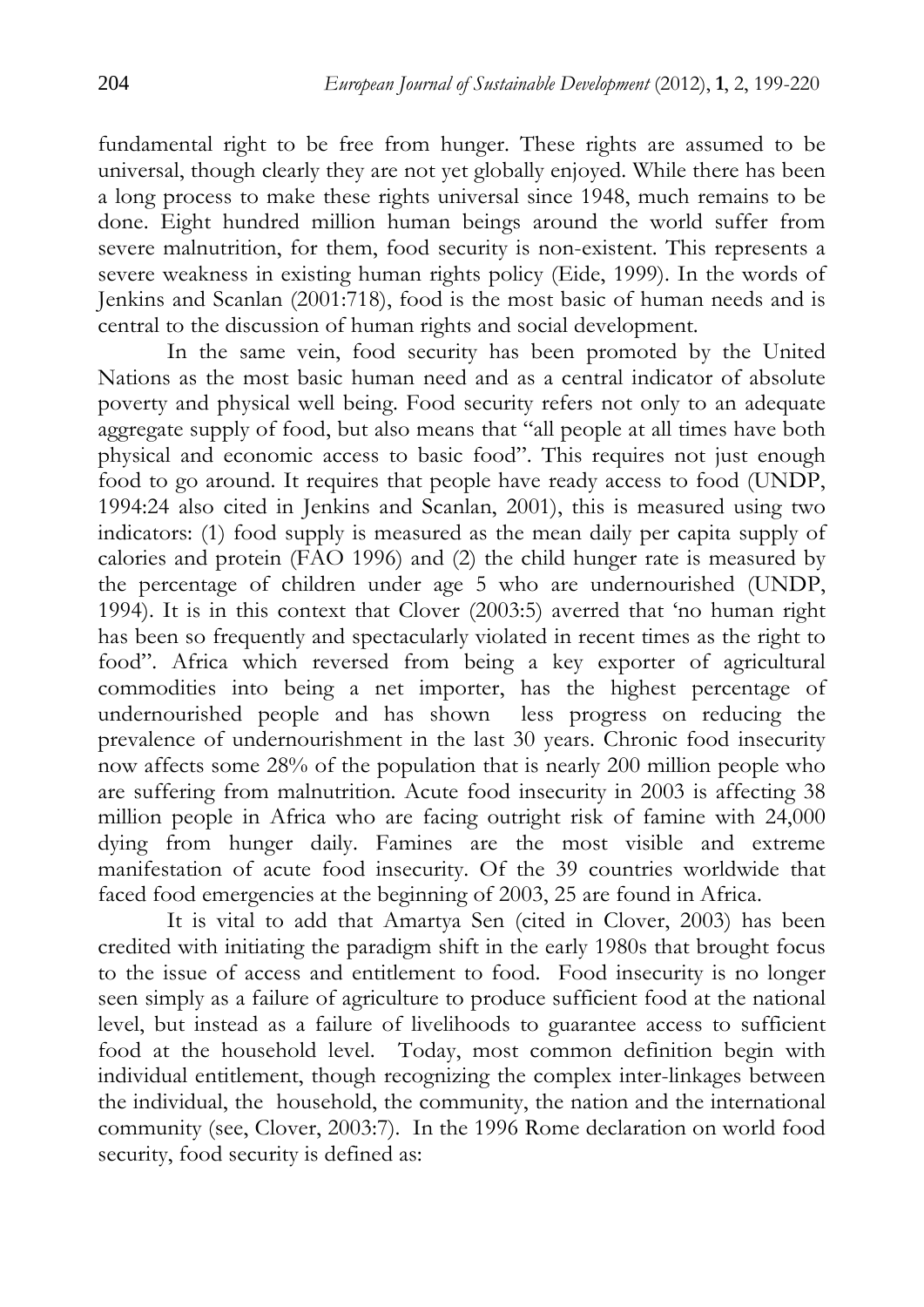fundamental right to be free from hunger. These rights are assumed to be universal, though clearly they are not yet globally enjoyed. While there has been a long process to make these rights universal since 1948, much remains to be done. Eight hundred million human beings around the world suffer from severe malnutrition, for them, food security is non-existent. This represents a severe weakness in existing human rights policy (Eide, 1999). In the words of Jenkins and Scanlan (2001:718), food is the most basic of human needs and is central to the discussion of human rights and social development.

In the same vein, food security has been promoted by the United Nations as the most basic human need and as a central indicator of absolute poverty and physical well being. Food security refers not only to an adequate aggregate supply of food, but also means that "all people at all times have both physical and economic access to basic food". This requires not just enough food to go around. It requires that people have ready access to food (UNDP, 1994:24 also cited in Jenkins and Scanlan, 2001), this is measured using two indicators: (1) food supply is measured as the mean daily per capita supply of calories and protein (FAO 1996) and (2) the child hunger rate is measured by the percentage of children under age 5 who are undernourished (UNDP, 1994). It is in this context that Clover (2003:5) averred that 'no human right has been so frequently and spectacularly violated in recent times as the right to food". Africa which reversed from being a key exporter of agricultural commodities into being a net importer, has the highest percentage of undernourished people and has shown less progress on reducing the prevalence of undernourishment in the last 30 years. Chronic food insecurity now affects some 28% of the population that is nearly 200 million people who are suffering from malnutrition. Acute food insecurity in 2003 is affecting 38 million people in Africa who are facing outright risk of famine with 24,000 dying from hunger daily. Famines are the most visible and extreme manifestation of acute food insecurity. Of the 39 countries worldwide that faced food emergencies at the beginning of 2003, 25 are found in Africa.

It is vital to add that Amartya Sen (cited in Clover, 2003) has been credited with initiating the paradigm shift in the early 1980s that brought focus to the issue of access and entitlement to food. Food insecurity is no longer seen simply as a failure of agriculture to produce sufficient food at the national level, but instead as a failure of livelihoods to guarantee access to sufficient food at the household level. Today, most common definition begin with individual entitlement, though recognizing the complex inter-linkages between the individual, the household, the community, the nation and the international community (see, Clover, 2003:7). In the 1996 Rome declaration on world food security, food security is defined as: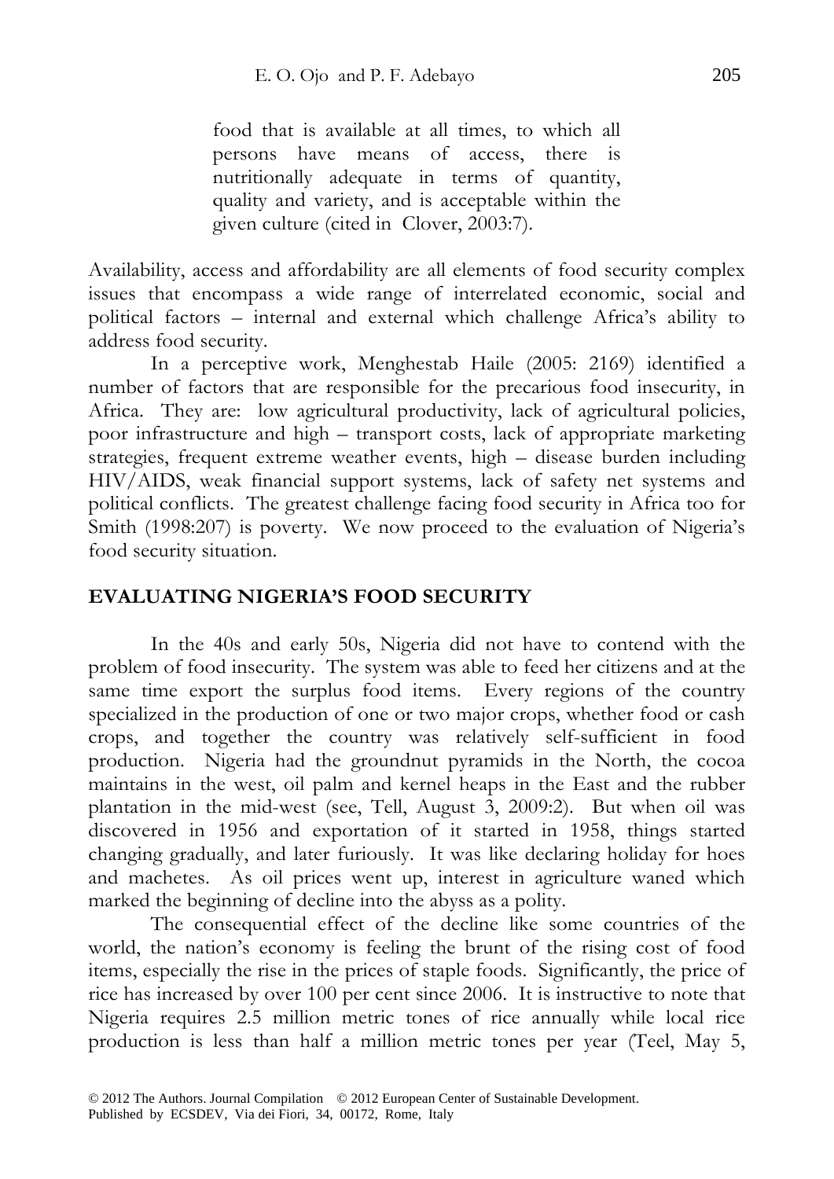> food that is available at all times, to which all persons have means of access, there is nutritionally adequate in terms of quantity, quality and variety, and is acceptable within the given culture (cited in Clover, 2003:7).

Availability, access and affordability are all elements of food security complex issues that encompass a wide range of interrelated economic, social and political factors – internal and external which challenge Africa's ability to address food security.

In a perceptive work, Menghestab Haile (2005: 2169) identified a number of factors that are responsible for the precarious food insecurity, in Africa. They are: low agricultural productivity, lack of agricultural policies, poor infrastructure and high – transport costs, lack of appropriate marketing strategies, frequent extreme weather events, high – disease burden including HIV/AIDS, weak financial support systems, lack of safety net systems and political conflicts. The greatest challenge facing food security in Africa too for Smith (1998:207) is poverty. We now proceed to the evaluation of Nigeria's food security situation.

## EVALUATING NIGERIA'S FOOD SECURITY

In the 40s and early 50s, Nigeria did not have to contend with the problem of food insecurity. The system was able to feed her citizens and at the same time export the surplus food items. Every regions of the country specialized in the production of one or two major crops, whether food or cash crops, and together the country was relatively self-sufficient in food production. Nigeria had the groundnut pyramids in the North, the cocoa maintains in the west, oil palm and kernel heaps in the East and the rubber plantation in the mid-west (see, Tell, August 3, 2009:2). But when oil was discovered in 1956 and exportation of it started in 1958, things started changing gradually, and later furiously. It was like declaring holiday for hoes and machetes. As oil prices went up, interest in agriculture waned which marked the beginning of decline into the abyss as a polity.

The consequential effect of the decline like some countries of the world, the nation's economy is feeling the brunt of the rising cost of food items, especially the rise in the prices of staple foods. Significantly, the price of rice has increased by over 100 per cent since 2006. It is instructive to note that Nigeria requires 2.5 million metric tones of rice annually while local rice production is less than half a million metric tones per year (Teel, May 5,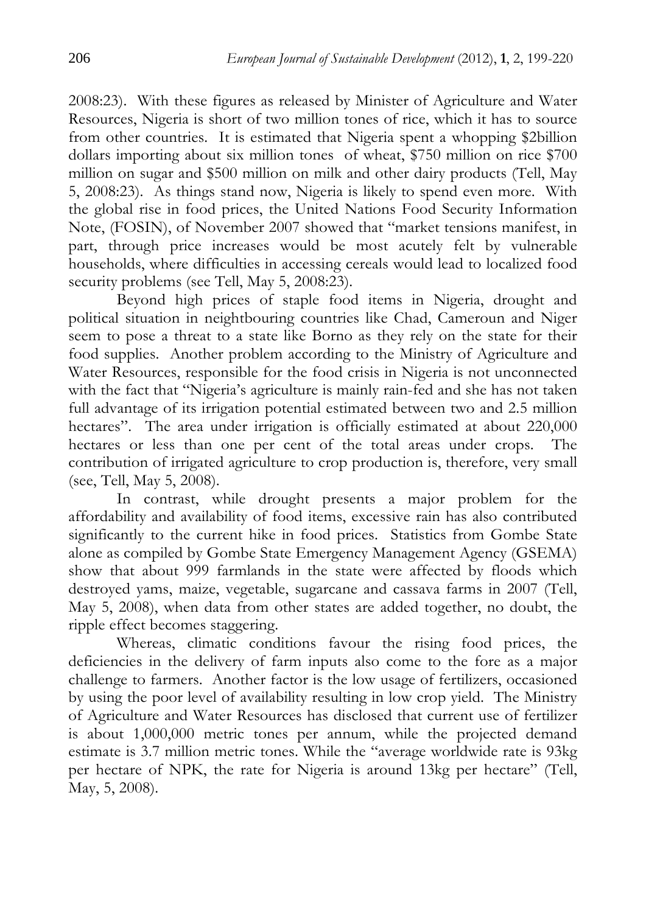2008:23). With these figures as released by Minister of Agriculture and Water Resources, Nigeria is short of two million tones of rice, which it has to source from other countries. It is estimated that Nigeria spent a whopping $2billion dollars importing about six million tones of wheat, $750 million on rice $700 million on sugar and $500 million on milk and other dairy products (Tell, May 5, 2008:23). As things stand now, Nigeria is likely to spend even more. With the global rise in food prices, the United Nations Food Security Information Note, (FOSIN), of November 2007 showed that "market tensions manifest, in part, through price increases would be most acutely felt by vulnerable households, where difficulties in accessing cereals would lead to localized food security problems (see Tell, May 5, 2008:23).

Beyond high prices of staple food items in Nigeria, drought and political situation in neightbouring countries like Chad, Cameroun and Niger seem to pose a threat to a state like Borno as they rely on the state for their food supplies. Another problem according to the Ministry of Agriculture and Water Resources, responsible for the food crisis in Nigeria is not unconnected with the fact that "Nigeria's agriculture is mainly rain-fed and she has not taken full advantage of its irrigation potential estimated between two and 2.5 million hectares". The area under irrigation is officially estimated at about 220,000 hectares or less than one per cent of the total areas under crops. The contribution of irrigated agriculture to crop production is, therefore, very small (see, Tell, May 5, 2008).

In contrast, while drought presents a major problem for the affordability and availability of food items, excessive rain has also contributed significantly to the current hike in food prices. Statistics from Gombe State alone as compiled by Gombe State Emergency Management Agency (GSEMA) show that about 999 farmlands in the state were affected by floods which destroyed yams, maize, vegetable, sugarcane and cassava farms in 2007 (Tell, May 5, 2008), when data from other states are added together, no doubt, the ripple effect becomes staggering.

Whereas, climatic conditions favour the rising food prices, the deficiencies in the delivery of farm inputs also come to the fore as a major challenge to farmers. Another factor is the low usage of fertilizers, occasioned by using the poor level of availability resulting in low crop yield. The Ministry of Agriculture and Water Resources has disclosed that current use of fertilizer is about 1,000,000 metric tones per annum, while the projected demand estimate is 3.7 million metric tones. While the "average worldwide rate is 93kg per hectare of NPK, the rate for Nigeria is around 13kg per hectare" (Tell, May, 5, 2008).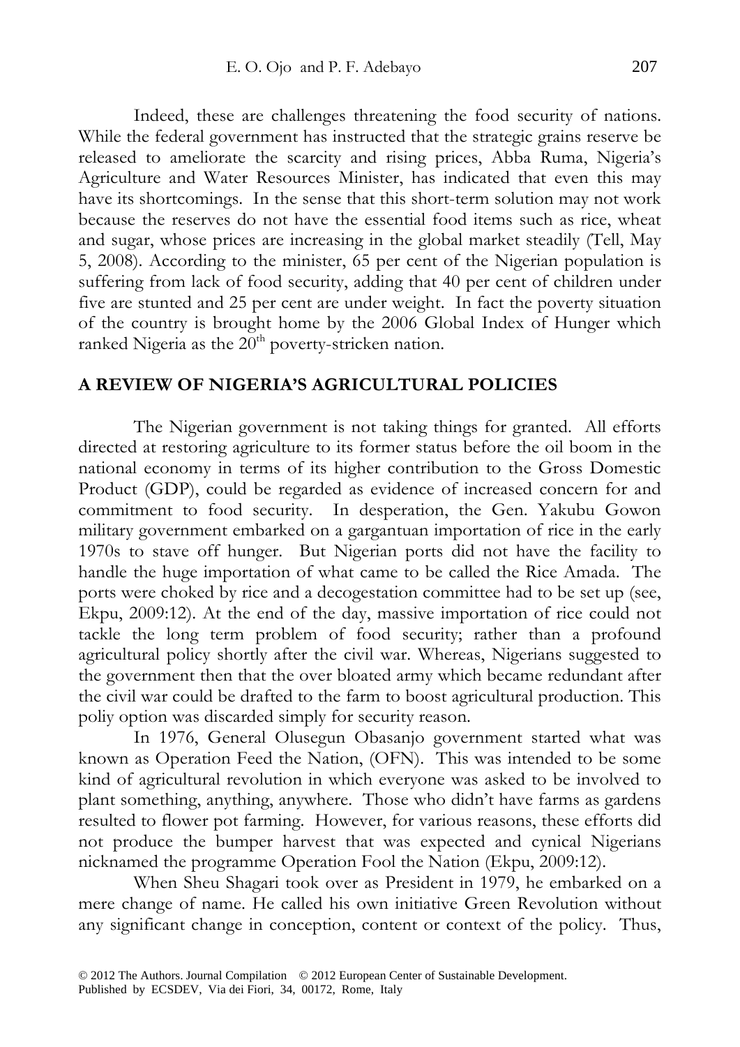Indeed, these are challenges threatening the food security of nations. While the federal government has instructed that the strategic grains reserve be released to ameliorate the scarcity and rising prices, Abba Ruma, Nigeria's Agriculture and Water Resources Minister, has indicated that even this may have its shortcomings. In the sense that this short-term solution may not work because the reserves do not have the essential food items such as rice, wheat and sugar, whose prices are increasing in the global market steadily (Tell, May 5, 2008). According to the minister, 65 per cent of the Nigerian population is suffering from lack of food security, adding that 40 per cent of children under five are stunted and 25 per cent are under weight. In fact the poverty situation of the country is brought home by the 2006 Global Index of Hunger which ranked Nigeria as the 20th poverty-stricken nation.

## A REVIEW OF NIGERIA'S AGRICULTURAL POLICIES

The Nigerian government is not taking things for granted. All efforts directed at restoring agriculture to its former status before the oil boom in the national economy in terms of its higher contribution to the Gross Domestic Product (GDP), could be regarded as evidence of increased concern for and commitment to food security. In desperation, the Gen. Yakubu Gowon military government embarked on a gargantuan importation of rice in the early 1970s to stave off hunger. But Nigerian ports did not have the facility to handle the huge importation of what came to be called the Rice Amada. The ports were choked by rice and a decogestation committee had to be set up (see, Ekpu, 2009:12). At the end of the day, massive importation of rice could not tackle the long term problem of food security; rather than a profound agricultural policy shortly after the civil war. Whereas, Nigerians suggested to the government then that the over bloated army which became redundant after the civil war could be drafted to the farm to boost agricultural production. This poliy option was discarded simply for security reason.

In 1976, General Olusegun Obasanjo government started what was known as Operation Feed the Nation, (OFN). This was intended to be some kind of agricultural revolution in which everyone was asked to be involved to plant something, anything, anywhere. Those who didn't have farms as gardens resulted to flower pot farming. However, for various reasons, these efforts did not produce the bumper harvest that was expected and cynical Nigerians nicknamed the programme Operation Fool the Nation (Ekpu, 2009:12).

When Sheu Shagari took over as President in 1979, he embarked on a mere change of name. He called his own initiative Green Revolution without any significant change in conception, content or context of the policy. Thus,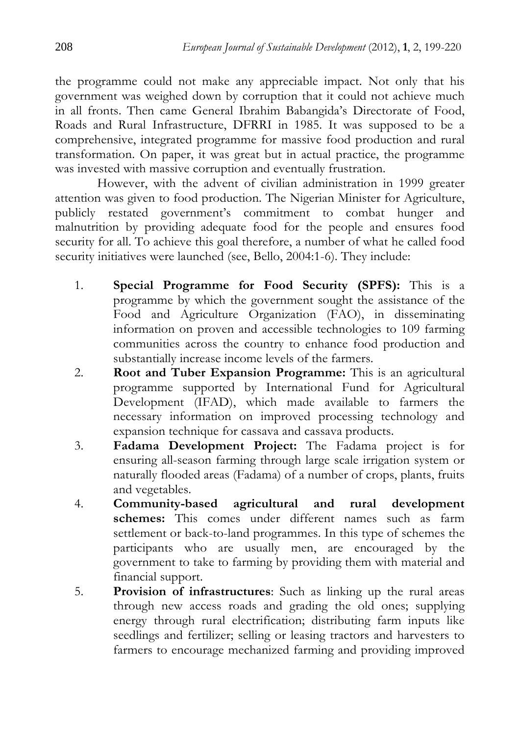the programme could not make any appreciable impact. Not only that his government was weighed down by corruption that it could not achieve much in all fronts. Then came General Ibrahim Babangida's Directorate of Food, Roads and Rural Infrastructure, DFRRI in 1985. It was supposed to be a comprehensive, integrated programme for massive food production and rural transformation. On paper, it was great but in actual practice, the programme was invested with massive corruption and eventually frustration.

However, with the advent of civilian administration in 1999 greater attention was given to food production. The Nigerian Minister for Agriculture, publicly restated government's commitment to combat hunger and malnutrition by providing adequate food for the people and ensures food security for all. To achieve this goal therefore, a number of what he called food security initiatives were launched (see, Bello, 2004:1-6). They include:

1. **Special Programme for Food Security (SPFS):** This is a programme by which the government sought the assistance of the Food and Agriculture Organization (FAO), in disseminating information on proven and accessible technologies to 109 farming communities across the country to enhance food production and substantially increase income levels of the farmers.
2. **Root and Tuber Expansion Programme:** This is an agricultural programme supported by International Fund for Agricultural Development (IFAD), which made available to farmers the necessary information on improved processing technology and expansion technique for cassava and cassava products.
3. **Fadama Development Project:** The Fadama project is for ensuring all-season farming through large scale irrigation system or naturally flooded areas (Fadama) of a number of crops, plants, fruits and vegetables.
4. **Community-based agricultural and rural development schemes:** This comes under different names such as farm settlement or back-to-land programmes. In this type of schemes the participants who are usually men, are encouraged by the government to take to farming by providing them with material and financial support.
5. **Provision of infrastructures**: Such as linking up the rural areas through new access roads and grading the old ones; supplying energy through rural electrification; distributing farm inputs like seedlings and fertilizer; selling or leasing tractors and harvesters to farmers to encourage mechanized farming and providing improved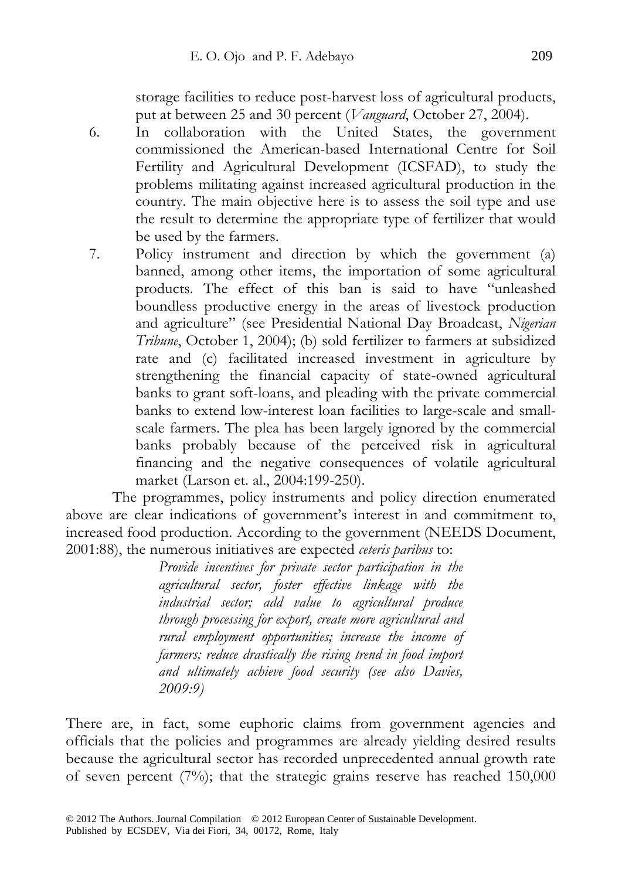storage facilities to reduce post-harvest loss of agricultural products, put at between 25 and 30 percent (*Vanguard*, October 27, 2004).

6. In collaboration with the United States, the government commissioned the American-based International Centre for Soil Fertility and Agricultural Development (ICSFAD), to study the problems militating against increased agricultural production in the country. The main objective here is to assess the soil type and use the result to determine the appropriate type of fertilizer that would be used by the farmers.
7. Policy instrument and direction by which the government (a) banned, among other items, the importation of some agricultural products. The effect of this ban is said to have "unleashed boundless productive energy in the areas of livestock production and agriculture" (see Presidential National Day Broadcast, *Nigerian Tribune*, October 1, 2004); (b) sold fertilizer to farmers at subsidized rate and (c) facilitated increased investment in agriculture by strengthening the financial capacity of state-owned agricultural banks to grant soft-loans, and pleading with the private commercial banks to extend low-interest loan facilities to large-scale and small-scale farmers. The plea has been largely ignored by the commercial banks probably because of the perceived risk in agricultural financing and the negative consequences of volatile agricultural market (Larson et. al., 2004:199-250).

The programmes, policy instruments and policy direction enumerated above are clear indications of government's interest in and commitment to, increased food production. According to the government (NEEDS Document, 2001:88), the numerous initiatives are expected *ceteris paribus* to:

> *Provide incentives for private sector participation in the agricultural sector, foster effective linkage with the industrial sector; add value to agricultural produce through processing for export, create more agricultural and rural employment opportunities; increase the income of farmers; reduce drastically the rising trend in food import and ultimately achieve food security (see also Davies, 2009:9)*

There are, in fact, some euphoric claims from government agencies and officials that the policies and programmes are already yielding desired results because the agricultural sector has recorded unprecedented annual growth rate of seven percent (7%); that the strategic grains reserve has reached 150,000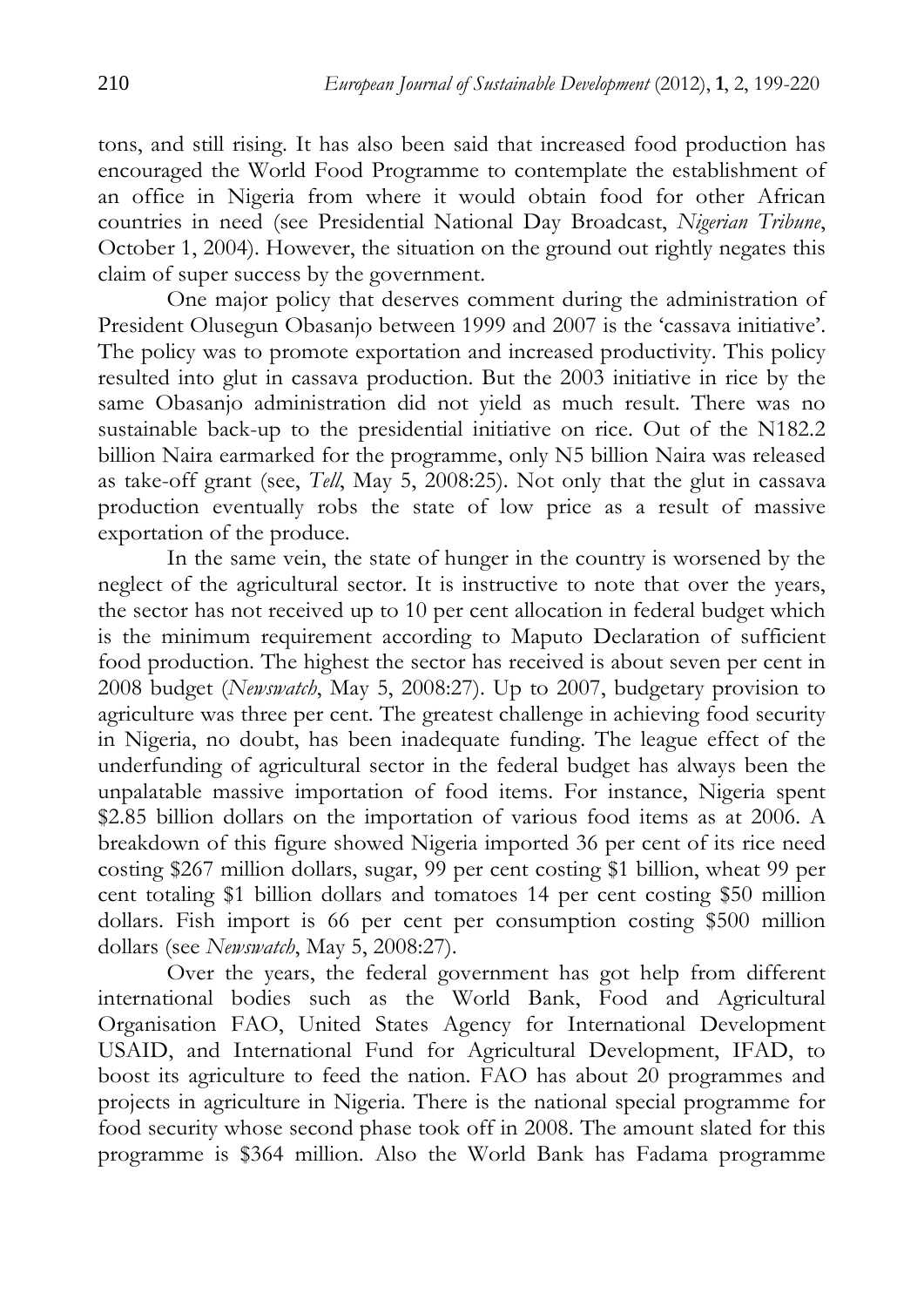tons, and still rising. It has also been said that increased food production has encouraged the World Food Programme to contemplate the establishment of an office in Nigeria from where it would obtain food for other African countries in need (see Presidential National Day Broadcast, *Nigerian Tribune*, October 1, 2004). However, the situation on the ground out rightly negates this claim of super success by the government.

One major policy that deserves comment during the administration of President Olusegun Obasanjo between 1999 and 2007 is the 'cassava initiative'. The policy was to promote exportation and increased productivity. This policy resulted into glut in cassava production. But the 2003 initiative in rice by the same Obasanjo administration did not yield as much result. There was no sustainable back-up to the presidential initiative on rice. Out of the N182.2 billion Naira earmarked for the programme, only N5 billion Naira was released as take-off grant (see, *Tell*, May 5, 2008:25). Not only that the glut in cassava production eventually robs the state of low price as a result of massive exportation of the produce.

In the same vein, the state of hunger in the country is worsened by the neglect of the agricultural sector. It is instructive to note that over the years, the sector has not received up to 10 per cent allocation in federal budget which is the minimum requirement according to Maputo Declaration of sufficient food production. The highest the sector has received is about seven per cent in 2008 budget (*Newswatch*, May 5, 2008:27). Up to 2007, budgetary provision to agriculture was three per cent. The greatest challenge in achieving food security in Nigeria, no doubt, has been inadequate funding. The league effect of the underfunding of agricultural sector in the federal budget has always been the unpalatable massive importation of food items. For instance, Nigeria spent \$2.85 billion dollars on the importation of various food items as at 2006. A breakdown of this figure showed Nigeria imported 36 per cent of its rice need costing \$267 million dollars, sugar, 99 per cent costing \$1 billion, wheat 99 per cent totaling \$1 billion dollars and tomatoes 14 per cent costing \$50 million dollars. Fish import is 66 per cent per consumption costing \$500 million dollars (see *Newswatch*, May 5, 2008:27).

Over the years, the federal government has got help from different international bodies such as the World Bank, Food and Agricultural Organisation FAO, United States Agency for International Development USAID, and International Fund for Agricultural Development, IFAD, to boost its agriculture to feed the nation. FAO has about 20 programmes and projects in agriculture in Nigeria. There is the national special programme for food security whose second phase took off in 2008. The amount slated for this programme is \$364 million. Also the World Bank has Fadama programme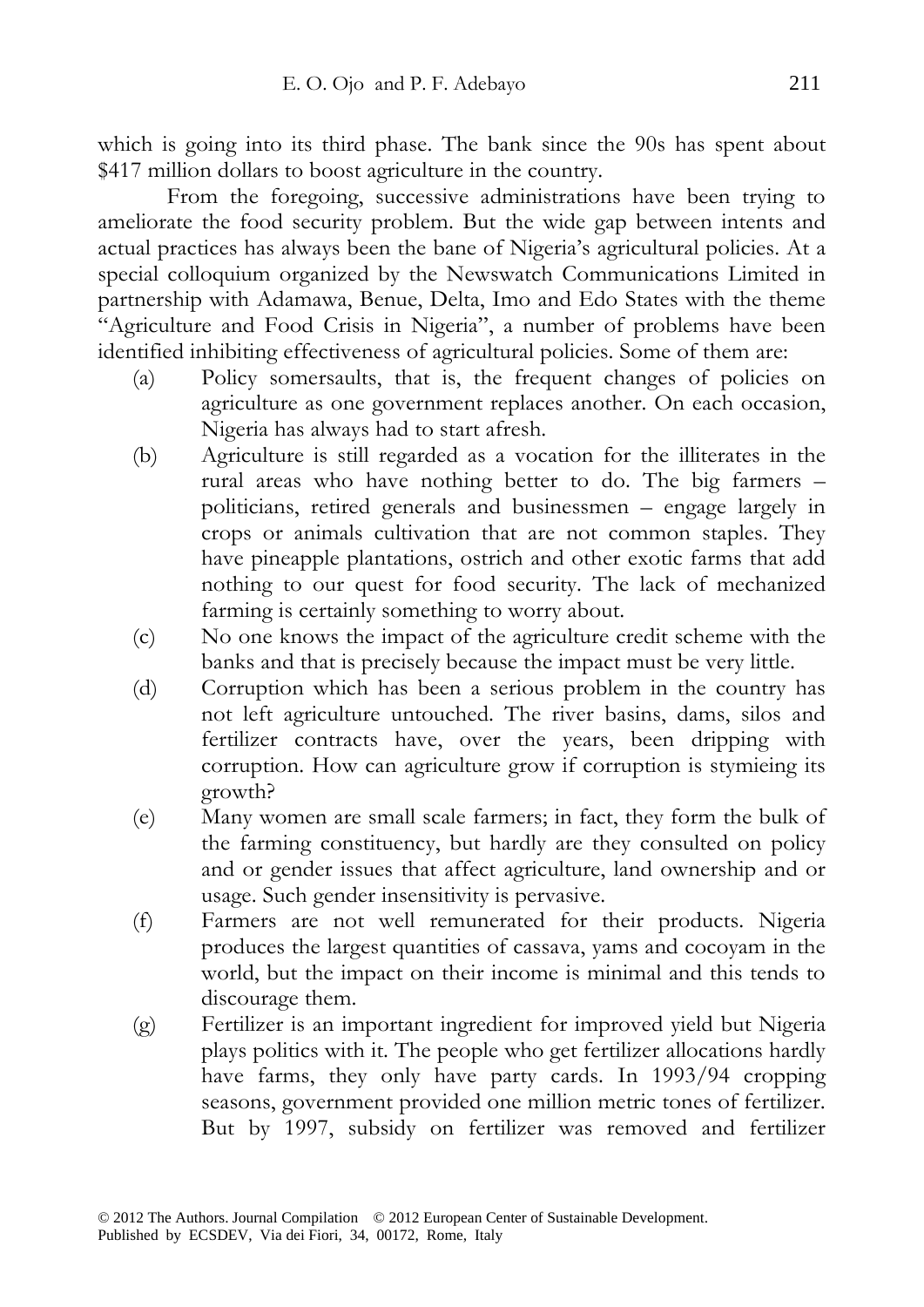which is going into its third phase. The bank since the 90s has spent about \$417 million dollars to boost agriculture in the country.

From the foregoing, successive administrations have been trying to ameliorate the food security problem. But the wide gap between intents and actual practices has always been the bane of Nigeria's agricultural policies. At a special colloquium organized by the Newswatch Communications Limited in partnership with Adamawa, Benue, Delta, Imo and Edo States with the theme "Agriculture and Food Crisis in Nigeria", a number of problems have been identified inhibiting effectiveness of agricultural policies. Some of them are:

(a) Policy somersaults, that is, the frequent changes of policies on agriculture as one government replaces another. On each occasion, Nigeria has always had to start afresh.

(b) Agriculture is still regarded as a vocation for the illiterates in the rural areas who have nothing better to do. The big farmers – politicians, retired generals and businessmen – engage largely in crops or animals cultivation that are not common staples. They have pineapple plantations, ostrich and other exotic farms that add nothing to our quest for food security. The lack of mechanized farming is certainly something to worry about.

(c) No one knows the impact of the agriculture credit scheme with the banks and that is precisely because the impact must be very little.

(d) Corruption which has been a serious problem in the country has not left agriculture untouched. The river basins, dams, silos and fertilizer contracts have, over the years, been dripping with corruption. How can agriculture grow if corruption is stymieing its growth?

(e) Many women are small scale farmers; in fact, they form the bulk of the farming constituency, but hardly are they consulted on policy and or gender issues that affect agriculture, land ownership and or usage. Such gender insensitivity is pervasive.

(f) Farmers are not well remunerated for their products. Nigeria produces the largest quantities of cassava, yams and cocoyam in the world, but the impact on their income is minimal and this tends to discourage them.

(g) Fertilizer is an important ingredient for improved yield but Nigeria plays politics with it. The people who get fertilizer allocations hardly have farms, they only have party cards. In 1993/94 cropping seasons, government provided one million metric tones of fertilizer. But by 1997, subsidy on fertilizer was removed and fertilizer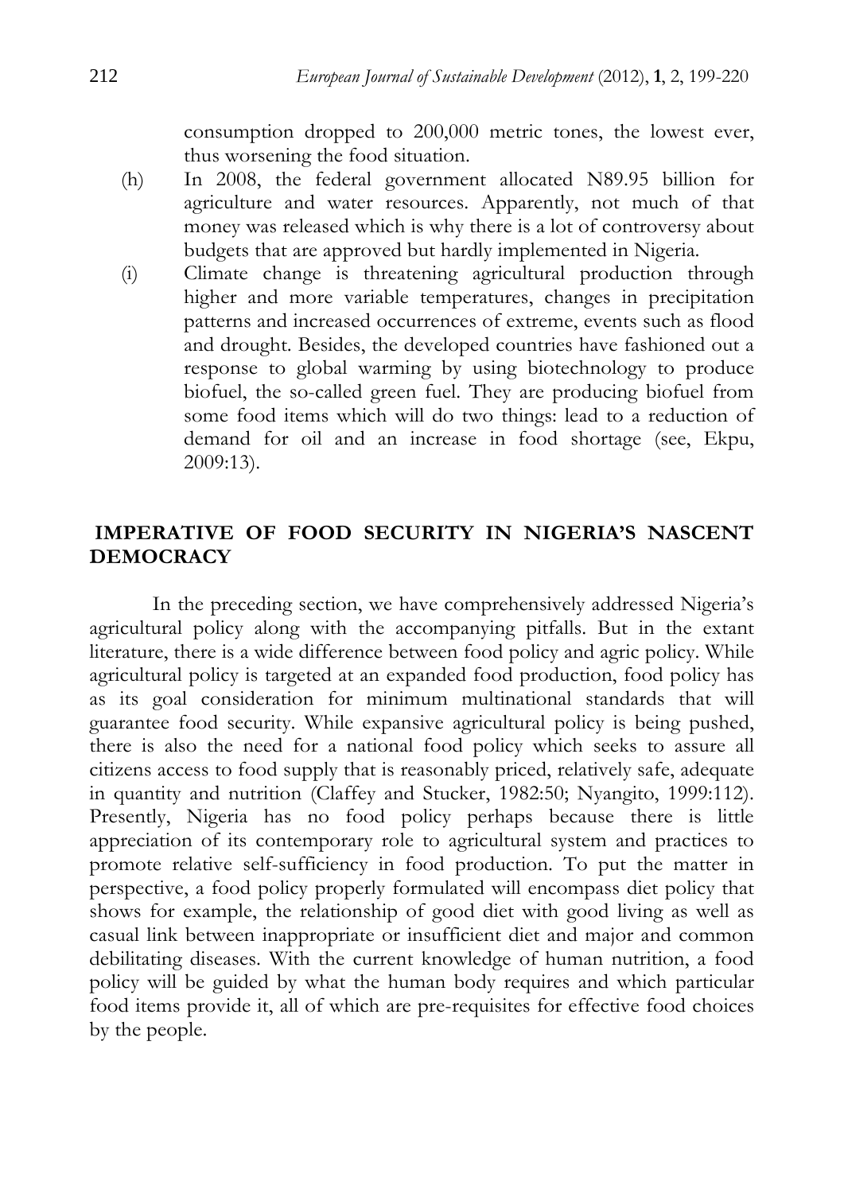consumption dropped to 200,000 metric tones, the lowest ever, thus worsening the food situation.

(h) In 2008, the federal government allocated N89.95 billion for agriculture and water resources. Apparently, not much of that money was released which is why there is a lot of controversy about budgets that are approved but hardly implemented in Nigeria.

(i) Climate change is threatening agricultural production through higher and more variable temperatures, changes in precipitation patterns and increased occurrences of extreme, events such as flood and drought. Besides, the developed countries have fashioned out a response to global warming by using biotechnology to produce biofuel, the so-called green fuel. They are producing biofuel from some food items which will do two things: lead to a reduction of demand for oil and an increase in food shortage (see, Ekpu, 2009:13).

## IMPERATIVE OF FOOD SECURITY IN NIGERIA'S NASCENT DEMOCRACY

In the preceding section, we have comprehensively addressed Nigeria's agricultural policy along with the accompanying pitfalls. But in the extant literature, there is a wide difference between food policy and agric policy. While agricultural policy is targeted at an expanded food production, food policy has as its goal consideration for minimum multinational standards that will guarantee food security. While expansive agricultural policy is being pushed, there is also the need for a national food policy which seeks to assure all citizens access to food supply that is reasonably priced, relatively safe, adequate in quantity and nutrition (Claffey and Stucker, 1982:50; Nyangito, 1999:112). Presently, Nigeria has no food policy perhaps because there is little appreciation of its contemporary role to agricultural system and practices to promote relative self-sufficiency in food production. To put the matter in perspective, a food policy properly formulated will encompass diet policy that shows for example, the relationship of good diet with good living as well as casual link between inappropriate or insufficient diet and major and common debilitating diseases. With the current knowledge of human nutrition, a food policy will be guided by what the human body requires and which particular food items provide it, all of which are pre-requisites for effective food choices by the people.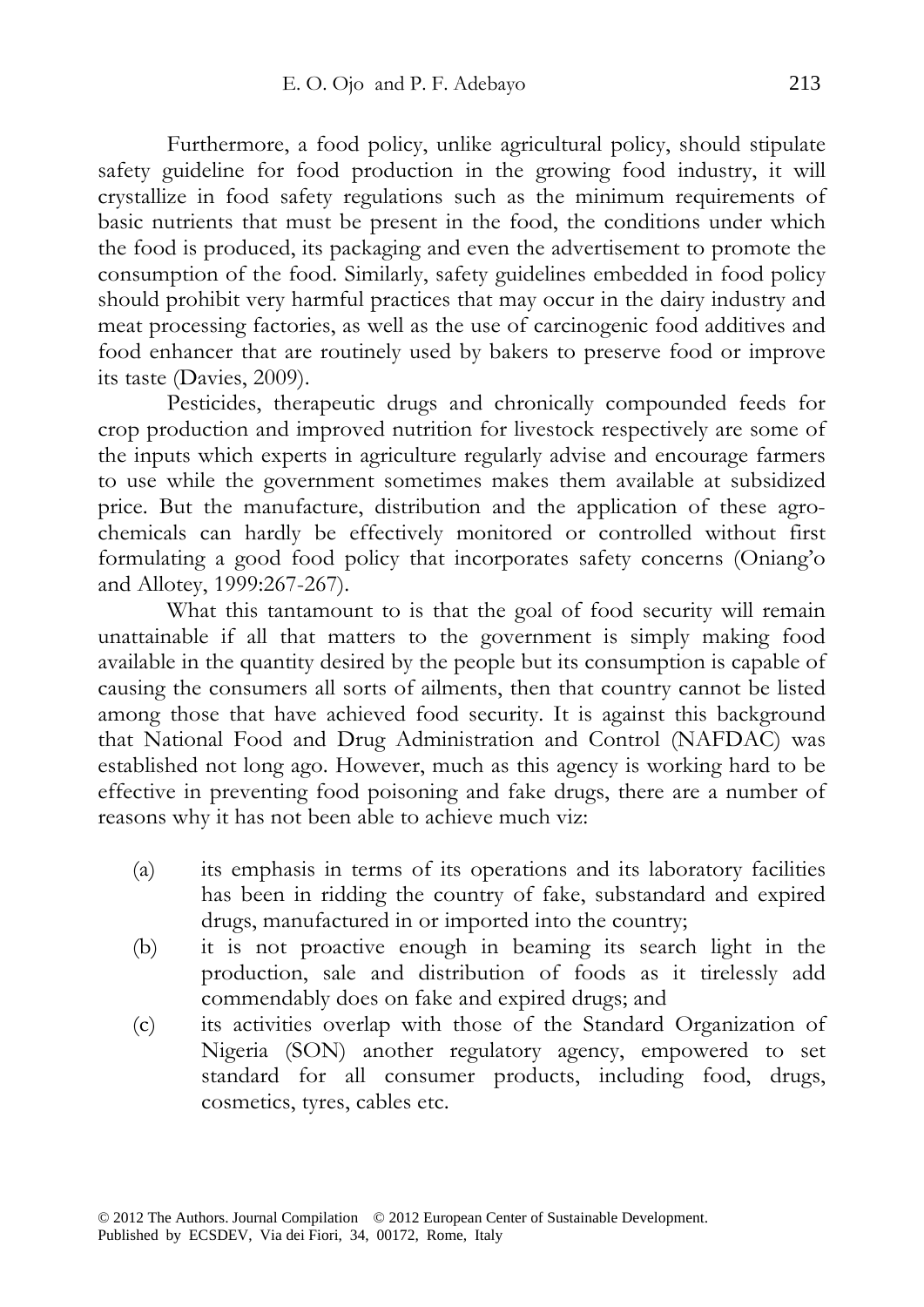Furthermore, a food policy, unlike agricultural policy, should stipulate safety guideline for food production in the growing food industry, it will crystallize in food safety regulations such as the minimum requirements of basic nutrients that must be present in the food, the conditions under which the food is produced, its packaging and even the advertisement to promote the consumption of the food. Similarly, safety guidelines embedded in food policy should prohibit very harmful practices that may occur in the dairy industry and meat processing factories, as well as the use of carcinogenic food additives and food enhancer that are routinely used by bakers to preserve food or improve its taste (Davies, 2009).

Pesticides, therapeutic drugs and chronically compounded feeds for crop production and improved nutrition for livestock respectively are some of the inputs which experts in agriculture regularly advise and encourage farmers to use while the government sometimes makes them available at subsidized price. But the manufacture, distribution and the application of these agro-chemicals can hardly be effectively monitored or controlled without first formulating a good food policy that incorporates safety concerns (Oniang'o and Allotey, 1999:267-267).

What this tantamount to is that the goal of food security will remain unattainable if all that matters to the government is simply making food available in the quantity desired by the people but its consumption is capable of causing the consumers all sorts of ailments, then that country cannot be listed among those that have achieved food security. It is against this background that National Food and Drug Administration and Control (NAFDAC) was established not long ago. However, much as this agency is working hard to be effective in preventing food poisoning and fake drugs, there are a number of reasons why it has not been able to achieve much viz:

(a) its emphasis in terms of its operations and its laboratory facilities has been in ridding the country of fake, substandard and expired drugs, manufactured in or imported into the country;

(b) it is not proactive enough in beaming its search light in the production, sale and distribution of foods as it tirelessly add commendably does on fake and expired drugs; and

(c) its activities overlap with those of the Standard Organization of Nigeria (SON) another regulatory agency, empowered to set standard for all consumer products, including food, drugs, cosmetics, tyres, cables etc.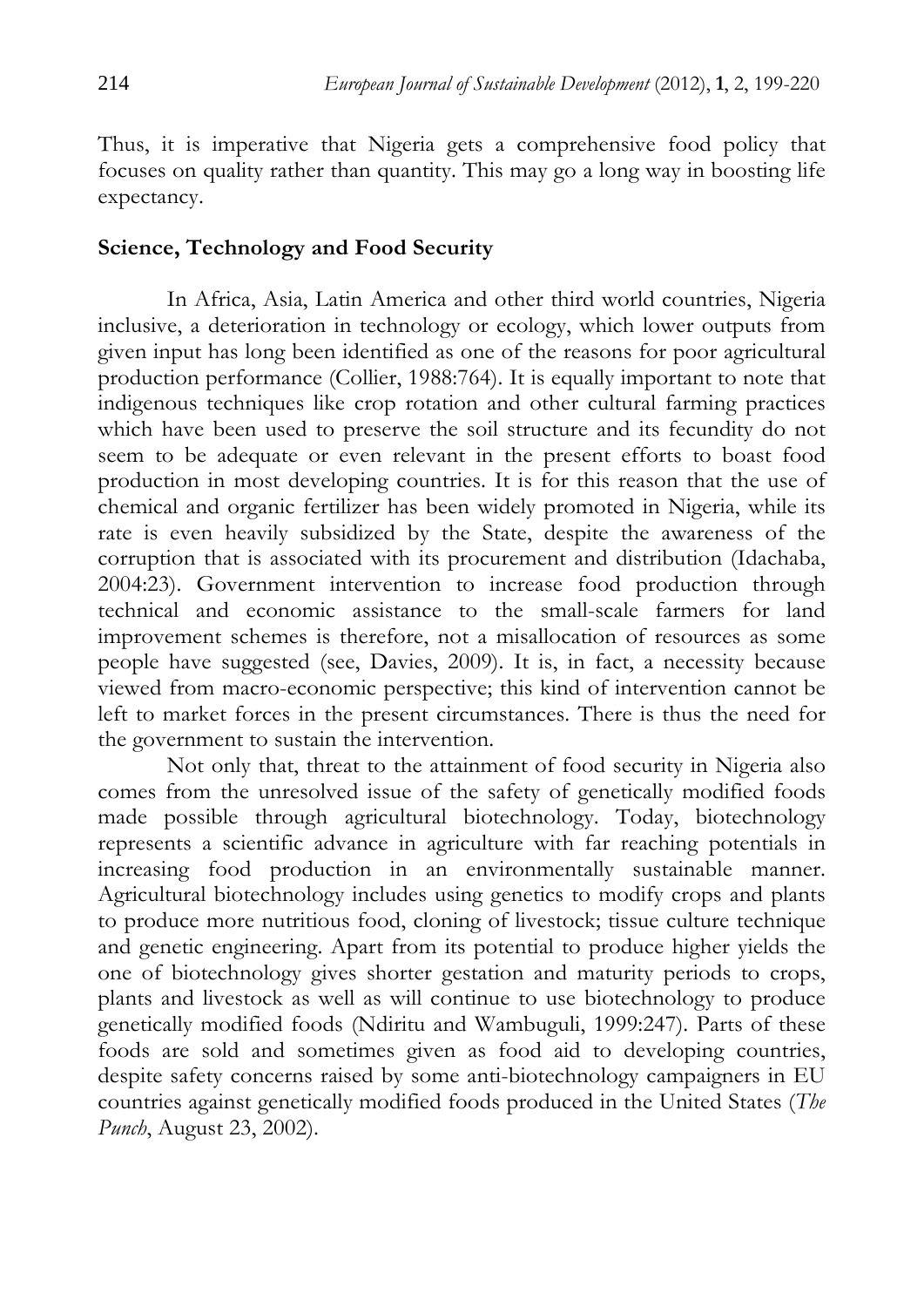Thus, it is imperative that Nigeria gets a comprehensive food policy that focuses on quality rather than quantity. This may go a long way in boosting life expectancy.

## Science, Technology and Food Security

In Africa, Asia, Latin America and other third world countries, Nigeria inclusive, a deterioration in technology or ecology, which lower outputs from given input has long been identified as one of the reasons for poor agricultural production performance (Collier, 1988:764). It is equally important to note that indigenous techniques like crop rotation and other cultural farming practices which have been used to preserve the soil structure and its fecundity do not seem to be adequate or even relevant in the present efforts to boast food production in most developing countries. It is for this reason that the use of chemical and organic fertilizer has been widely promoted in Nigeria, while its rate is even heavily subsidized by the State, despite the awareness of the corruption that is associated with its procurement and distribution (Idachaba, 2004:23). Government intervention to increase food production through technical and economic assistance to the small-scale farmers for land improvement schemes is therefore, not a misallocation of resources as some people have suggested (see, Davies, 2009). It is, in fact, a necessity because viewed from macro-economic perspective; this kind of intervention cannot be left to market forces in the present circumstances. There is thus the need for the government to sustain the intervention.

Not only that, threat to the attainment of food security in Nigeria also comes from the unresolved issue of the safety of genetically modified foods made possible through agricultural biotechnology. Today, biotechnology represents a scientific advance in agriculture with far reaching potentials in increasing food production in an environmentally sustainable manner. Agricultural biotechnology includes using genetics to modify crops and plants to produce more nutritious food, cloning of livestock; tissue culture technique and genetic engineering. Apart from its potential to produce higher yields the one of biotechnology gives shorter gestation and maturity periods to crops, plants and livestock as well as will continue to use biotechnology to produce genetically modified foods (Ndiritu and Wambuguli, 1999:247). Parts of these foods are sold and sometimes given as food aid to developing countries, despite safety concerns raised by some anti-biotechnology campaigners in EU countries against genetically modified foods produced in the United States (*The Punch*, August 23, 2002).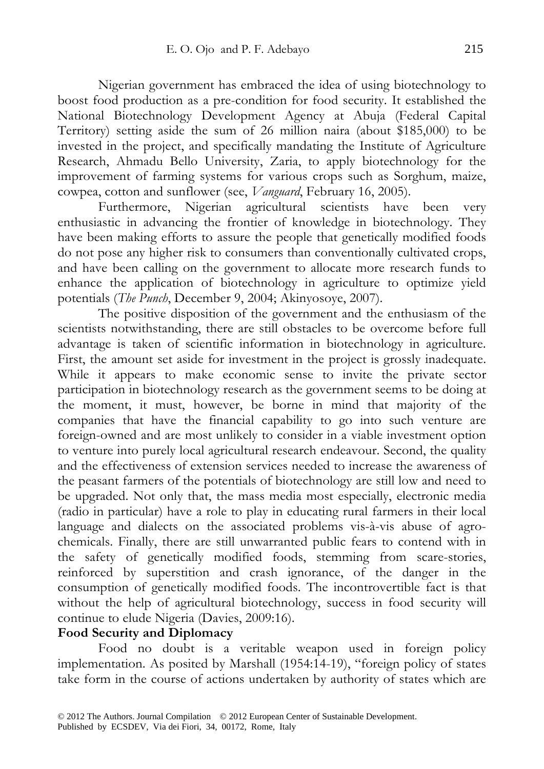Nigerian government has embraced the idea of using biotechnology to boost food production as a pre-condition for food security. It established the National Biotechnology Development Agency at Abuja (Federal Capital Territory) setting aside the sum of 26 million naira (about $185,000) to be invested in the project, and specifically mandating the Institute of Agriculture Research, Ahmadu Bello University, Zaria, to apply biotechnology for the improvement of farming systems for various crops such as Sorghum, maize, cowpea, cotton and sunflower (see, *Vanguard*, February 16, 2005).

Furthermore, Nigerian agricultural scientists have been very enthusiastic in advancing the frontier of knowledge in biotechnology. They have been making efforts to assure the people that genetically modified foods do not pose any higher risk to consumers than conventionally cultivated crops, and have been calling on the government to allocate more research funds to enhance the application of biotechnology in agriculture to optimize yield potentials (*The Punch*, December 9, 2004; Akinyosoye, 2007).

The positive disposition of the government and the enthusiasm of the scientists notwithstanding, there are still obstacles to be overcome before full advantage is taken of scientific information in biotechnology in agriculture. First, the amount set aside for investment in the project is grossly inadequate. While it appears to make economic sense to invite the private sector participation in biotechnology research as the government seems to be doing at the moment, it must, however, be borne in mind that majority of the companies that have the financial capability to go into such venture are foreign-owned and are most unlikely to consider in a viable investment option to venture into purely local agricultural research endeavour. Second, the quality and the effectiveness of extension services needed to increase the awareness of the peasant farmers of the potentials of biotechnology are still low and need to be upgraded. Not only that, the mass media most especially, electronic media (radio in particular) have a role to play in educating rural farmers in their local language and dialects on the associated problems vis-à-vis abuse of agro-chemicals. Finally, there are still unwarranted public fears to contend with in the safety of genetically modified foods, stemming from scare-stories, reinforced by superstition and crash ignorance, of the danger in the consumption of genetically modified foods. The incontrovertible fact is that without the help of agricultural biotechnology, success in food security will continue to elude Nigeria (Davies, 2009:16).

**Food Security and Diplomacy**

Food no doubt is a veritable weapon used in foreign policy implementation. As posited by Marshall (1954:14-19), "foreign policy of states take form in the course of actions undertaken by authority of states which are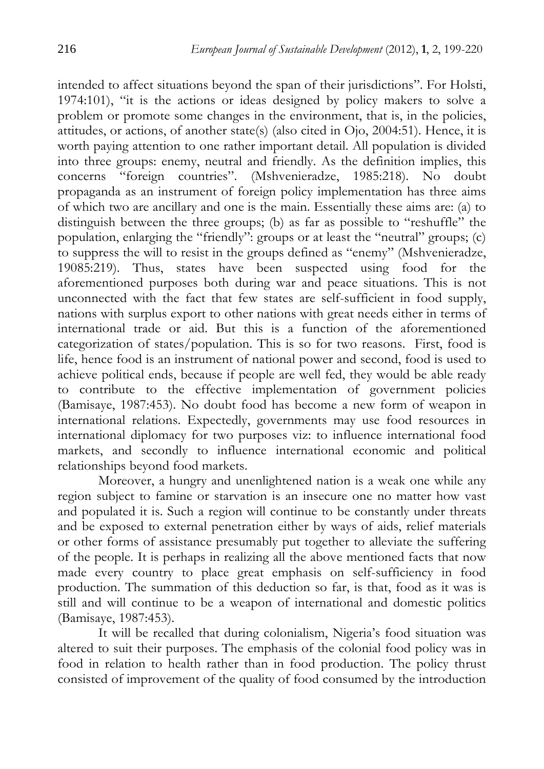intended to affect situations beyond the span of their jurisdictions". For Holsti, 1974:101), "it is the actions or ideas designed by policy makers to solve a problem or promote some changes in the environment, that is, in the policies, attitudes, or actions, of another state(s) (also cited in Ojo, 2004:51). Hence, it is worth paying attention to one rather important detail. All population is divided into three groups: enemy, neutral and friendly. As the definition implies, this concerns "foreign countries". (Mshvenieradze, 1985:218). No doubt propaganda as an instrument of foreign policy implementation has three aims of which two are ancillary and one is the main. Essentially these aims are: (a) to distinguish between the three groups; (b) as far as possible to "reshuffle" the population, enlarging the "friendly": groups or at least the "neutral" groups; (c) to suppress the will to resist in the groups defined as "enemy" (Mshvenieradze, 19085:219). Thus, states have been suspected using food for the aforementioned purposes both during war and peace situations. This is not unconnected with the fact that few states are self-sufficient in food supply, nations with surplus export to other nations with great needs either in terms of international trade or aid. But this is a function of the aforementioned categorization of states/population. This is so for two reasons. First, food is life, hence food is an instrument of national power and second, food is used to achieve political ends, because if people are well fed, they would be able ready to contribute to the effective implementation of government policies (Bamisaye, 1987:453). No doubt food has become a new form of weapon in international relations. Expectedly, governments may use food resources in international diplomacy for two purposes viz: to influence international food markets, and secondly to influence international economic and political relationships beyond food markets.

Moreover, a hungry and unenlightened nation is a weak one while any region subject to famine or starvation is an insecure one no matter how vast and populated it is. Such a region will continue to be constantly under threats and be exposed to external penetration either by ways of aids, relief materials or other forms of assistance presumably put together to alleviate the suffering of the people. It is perhaps in realizing all the above mentioned facts that now made every country to place great emphasis on self-sufficiency in food production. The summation of this deduction so far, is that, food as it was is still and will continue to be a weapon of international and domestic politics (Bamisaye, 1987:453).

It will be recalled that during colonialism, Nigeria's food situation was altered to suit their purposes. The emphasis of the colonial food policy was in food in relation to health rather than in food production. The policy thrust consisted of improvement of the quality of food consumed by the introduction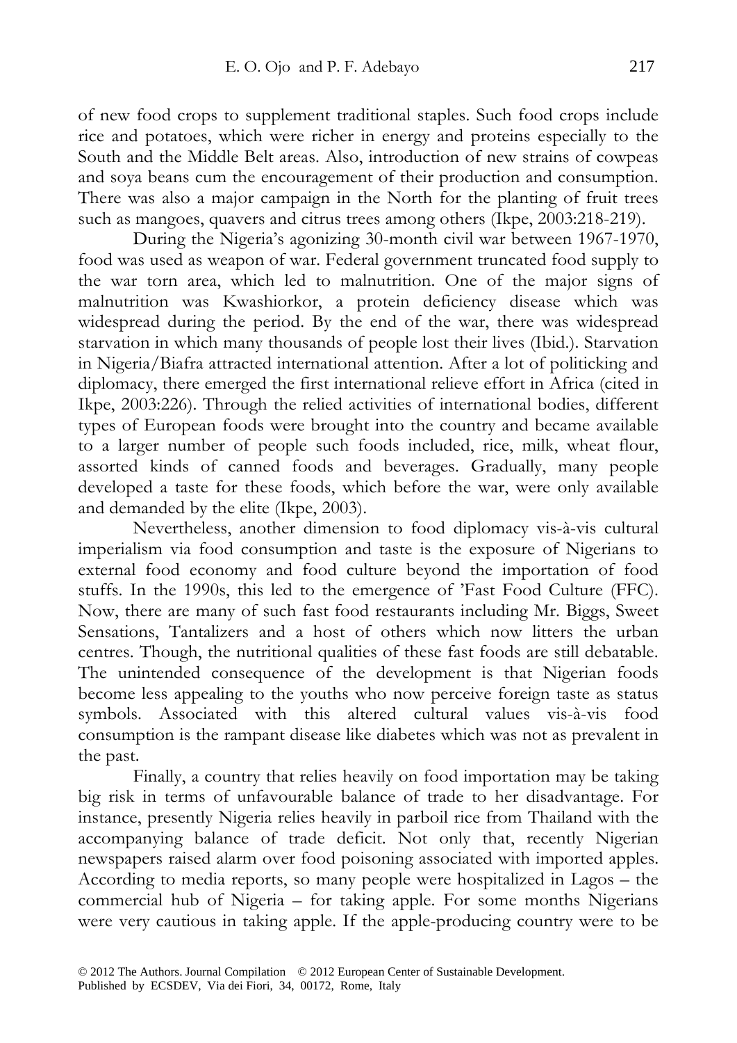of new food crops to supplement traditional staples. Such food crops include rice and potatoes, which were richer in energy and proteins especially to the South and the Middle Belt areas. Also, introduction of new strains of cowpeas and soya beans cum the encouragement of their production and consumption. There was also a major campaign in the North for the planting of fruit trees such as mangoes, quavers and citrus trees among others (Ikpe, 2003:218-219).

During the Nigeria's agonizing 30-month civil war between 1967-1970, food was used as weapon of war. Federal government truncated food supply to the war torn area, which led to malnutrition. One of the major signs of malnutrition was Kwashiorkor, a protein deficiency disease which was widespread during the period. By the end of the war, there was widespread starvation in which many thousands of people lost their lives (Ibid.). Starvation in Nigeria/Biafra attracted international attention. After a lot of politicking and diplomacy, there emerged the first international relieve effort in Africa (cited in Ikpe, 2003:226). Through the relied activities of international bodies, different types of European foods were brought into the country and became available to a larger number of people such foods included, rice, milk, wheat flour, assorted kinds of canned foods and beverages. Gradually, many people developed a taste for these foods, which before the war, were only available and demanded by the elite (Ikpe, 2003).

Nevertheless, another dimension to food diplomacy vis-à-vis cultural imperialism via food consumption and taste is the exposure of Nigerians to external food economy and food culture beyond the importation of food stuffs. In the 1990s, this led to the emergence of 'Fast Food Culture (FFC). Now, there are many of such fast food restaurants including Mr. Biggs, Sweet Sensations, Tantalizers and a host of others which now litters the urban centres. Though, the nutritional qualities of these fast foods are still debatable. The unintended consequence of the development is that Nigerian foods become less appealing to the youths who now perceive foreign taste as status symbols. Associated with this altered cultural values vis-à-vis food consumption is the rampant disease like diabetes which was not as prevalent in the past.

Finally, a country that relies heavily on food importation may be taking big risk in terms of unfavourable balance of trade to her disadvantage. For instance, presently Nigeria relies heavily in parboil rice from Thailand with the accompanying balance of trade deficit. Not only that, recently Nigerian newspapers raised alarm over food poisoning associated with imported apples. According to media reports, so many people were hospitalized in Lagos – the commercial hub of Nigeria – for taking apple. For some months Nigerians were very cautious in taking apple. If the apple-producing country were to be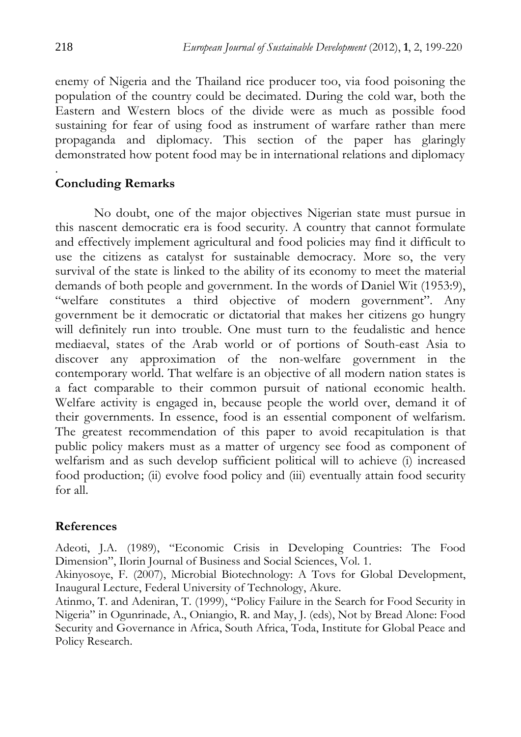enemy of Nigeria and the Thailand rice producer too, via food poisoning the population of the country could be decimated. During the cold war, both the Eastern and Western blocs of the divide were as much as possible food sustaining for fear of using food as instrument of warfare rather than mere propaganda and diplomacy. This section of the paper has glaringly demonstrated how potent food may be in international relations and diplomacy
.

## Concluding Remarks

No doubt, one of the major objectives Nigerian state must pursue in this nascent democratic era is food security. A country that cannot formulate and effectively implement agricultural and food policies may find it difficult to use the citizens as catalyst for sustainable democracy. More so, the very survival of the state is linked to the ability of its economy to meet the material demands of both people and government. In the words of Daniel Wit (1953:9), "welfare constitutes a third objective of modern government". Any government be it democratic or dictatorial that makes her citizens go hungry will definitely run into trouble. One must turn to the feudalistic and hence mediaeval, states of the Arab world or of portions of South-east Asia to discover any approximation of the non-welfare government in the contemporary world. That welfare is an objective of all modern nation states is a fact comparable to their common pursuit of national economic health. Welfare activity is engaged in, because people the world over, demand it of their governments. In essence, food is an essential component of welfarism. The greatest recommendation of this paper to avoid recapitulation is that public policy makers must as a matter of urgency see food as component of welfarism and as such develop sufficient political will to achieve (i) increased food production; (ii) evolve food policy and (iii) eventually attain food security for all.

## References

Adeoti, J.A. (1989), "Economic Crisis in Developing Countries: The Food Dimension", Ilorin Journal of Business and Social Sciences, Vol. 1.

Akinyosoye, F. (2007), Microbial Biotechnology: A Tovs for Global Development, Inaugural Lecture, Federal University of Technology, Akure.

Atinmo, T. and Adeniran, T. (1999), "Policy Failure in the Search for Food Security in Nigeria" in Ogunrinade, A., Oniangio, R. and May, J. (eds), Not by Bread Alone: Food Security and Governance in Africa, South Africa, Toda, Institute for Global Peace and Policy Research.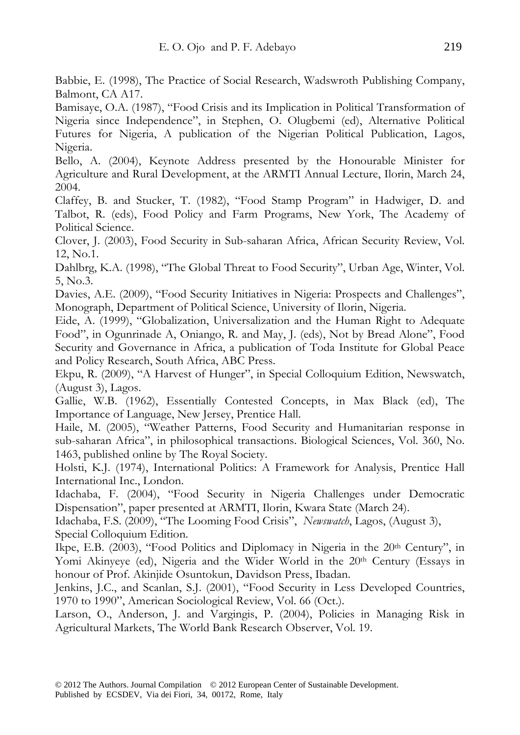Babbie, E. (1998), The Practice of Social Research, Wadswroth Publishing Company, Balmont, CA A17.

Bamisaye, O.A. (1987), "Food Crisis and its Implication in Political Transformation of Nigeria since Independence", in Stephen, O. Olugbemi (ed), Alternative Political Futures for Nigeria, A publication of the Nigerian Political Publication, Lagos, Nigeria.

Bello, A. (2004), Keynote Address presented by the Honourable Minister for Agriculture and Rural Development, at the ARMTI Annual Lecture, Ilorin, March 24, 2004.

Claffey, B. and Stucker, T. (1982), "Food Stamp Program" in Hadwiger, D. and Talbot, R. (eds), Food Policy and Farm Programs, New York, The Academy of Political Science.

Clover, J. (2003), Food Security in Sub-saharan Africa, African Security Review, Vol. 12, No.1.

Dahlbrg, K.A. (1998), "The Global Threat to Food Security", Urban Age, Winter, Vol. 5, No.3.

Davies, A.E. (2009), "Food Security Initiatives in Nigeria: Prospects and Challenges", Monograph, Department of Political Science, University of Ilorin, Nigeria.

Eide, A. (1999), "Globalization, Universalization and the Human Right to Adequate Food", in Ogunrinade A, Oniango, R. and May, J. (eds), Not by Bread Alone", Food Security and Governance in Africa, a publication of Toda Institute for Global Peace and Policy Research, South Africa, ABC Press.

Ekpu, R. (2009), "A Harvest of Hunger", in Special Colloquium Edition, Newswatch, (August 3), Lagos.

Gallie, W.B. (1962), Essentially Contested Concepts, in Max Black (ed), The Importance of Language, New Jersey, Prentice Hall.

Haile, M. (2005), "Weather Patterns, Food Security and Humanitarian response in sub-saharan Africa", in philosophical transactions. Biological Sciences, Vol. 360, No. 1463, published online by The Royal Society.

Holsti, K.J. (1974), International Politics: A Framework for Analysis, Prentice Hall International Inc., London.

Idachaba, F. (2004), "Food Security in Nigeria Challenges under Democratic Dispensation", paper presented at ARMTI, Ilorin, Kwara State (March 24).

Idachaba, F.S. (2009), "The Looming Food Crisis", *Newswatch*, Lagos, (August 3), Special Colloquium Edition.

Ikpe, E.B. (2003), "Food Politics and Diplomacy in Nigeria in the 20th Century", in Yomi Akinyeye (ed), Nigeria and the Wider World in the 20th Century (Essays in honour of Prof. Akinjide Osuntokun, Davidson Press, Ibadan.

Jenkins, J.C., and Scanlan, S.J. (2001), "Food Security in Less Developed Countries, 1970 to 1990", American Sociological Review, Vol. 66 (Oct.).

Larson, O., Anderson, J. and Vargingis, P. (2004), Policies in Managing Risk in Agricultural Markets, The World Bank Research Observer, Vol. 19.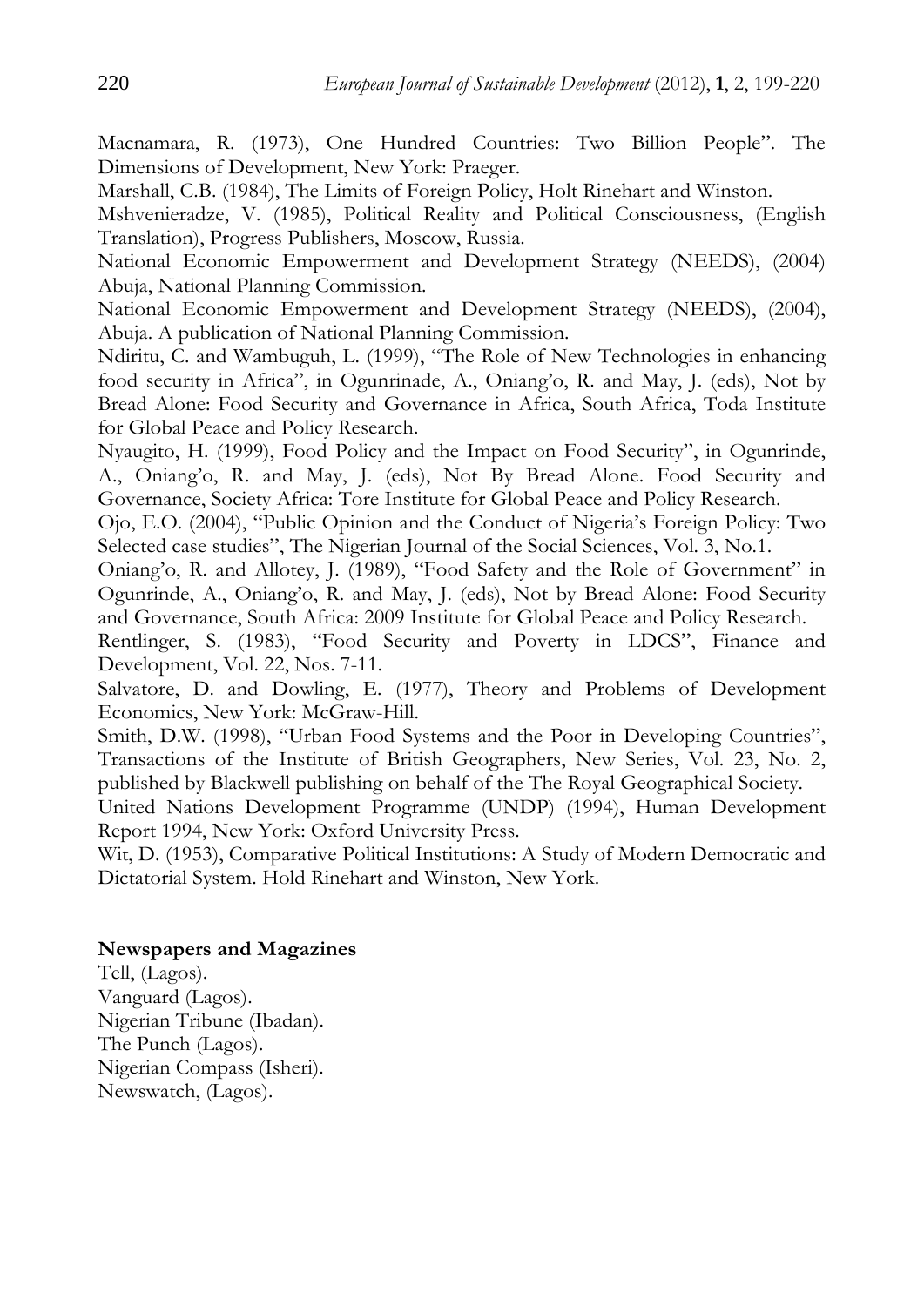Macnamara, R. (1973), One Hundred Countries: Two Billion People". The Dimensions of Development, New York: Praeger.

Marshall, C.B. (1984), The Limits of Foreign Policy, Holt Rinehart and Winston.

Mshvenieradze, V. (1985), Political Reality and Political Consciousness, (English Translation), Progress Publishers, Moscow, Russia.

National Economic Empowerment and Development Strategy (NEEDS), (2004) Abuja, National Planning Commission.

National Economic Empowerment and Development Strategy (NEEDS), (2004), Abuja. A publication of National Planning Commission.

Ndiritu, C. and Wambuguh, L. (1999), "The Role of New Technologies in enhancing food security in Africa", in Ogunrinade, A., Oniang'o, R. and May, J. (eds), Not by Bread Alone: Food Security and Governance in Africa, South Africa, Toda Institute for Global Peace and Policy Research.

Nyaugito, H. (1999), Food Policy and the Impact on Food Security", in Ogunrinde, A., Oniang'o, R. and May, J. (eds), Not By Bread Alone. Food Security and Governance, Society Africa: Tore Institute for Global Peace and Policy Research.

Ojo, E.O. (2004), "Public Opinion and the Conduct of Nigeria's Foreign Policy: Two Selected case studies", The Nigerian Journal of the Social Sciences, Vol. 3, No.1.

Oniang'o, R. and Allotey, J. (1989), "Food Safety and the Role of Government" in Ogunrinde, A., Oniang'o, R. and May, J. (eds), Not by Bread Alone: Food Security and Governance, South Africa: 2009 Institute for Global Peace and Policy Research.

Rentlinger, S. (1983), "Food Security and Poverty in LDCS", Finance and Development, Vol. 22, Nos. 7-11.

Salvatore, D. and Dowling, E. (1977), Theory and Problems of Development Economics, New York: McGraw-Hill.

Smith, D.W. (1998), "Urban Food Systems and the Poor in Developing Countries", Transactions of the Institute of British Geographers, New Series, Vol. 23, No. 2, published by Blackwell publishing on behalf of the The Royal Geographical Society.

United Nations Development Programme (UNDP) (1994), Human Development Report 1994, New York: Oxford University Press.

Wit, D. (1953), Comparative Political Institutions: A Study of Modern Democratic and Dictatorial System. Hold Rinehart and Winston, New York.

**Newspapers and Magazines**

Tell, (Lagos).
Vanguard (Lagos).
Nigerian Tribune (Ibadan).
The Punch (Lagos).
Nigerian Compass (Isheri).
Newswatch, (Lagos).